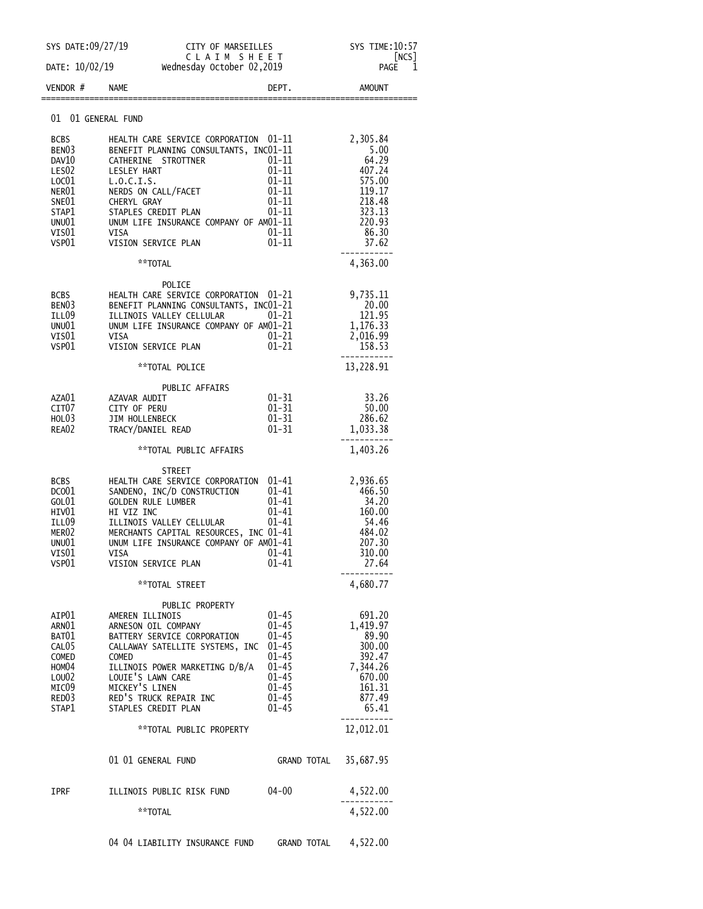SYS DATE:09/27/19 CITY OF MARSEILLES SYS TIME:10:57

C L A I M S H E E T [NCS]

DATE: 10/02/19 Wednesday October 02,2019

## 01 01 GENERAL FUND

| VENDOR # | NAME | DEPT. | AMOUNT |
|---|---|---|---|
| BCBS | HEALTH CARE SERVICE CORPORATION | 01-11 | 2,305.84 |
| BEN03 | BENEFIT PLANNING CONSULTANTS, INC | 01-11 | 5.00 |
| DAV10 | CATHERINE STROTTNER | 01-11 | 64.29 |
| LES02 | LESLEY HART | 01-11 | 407.24 |
| LOC01 | L.O.C.I.S. | 01-11 | 575.00 |
| NER01 | NERDS ON CALL/FACET | 01-11 | 119.17 |
| SNE01 | CHERYL GRAY | 01-11 | 218.48 |
| STAP1 | STAPLES CREDIT PLAN | 01-11 | 323.13 |
| UNU01 | UNUM LIFE INSURANCE COMPANY OF AM | 01-11 | 220.93 |
| VIS01 | VISA | 01-11 | 86.30 |
| VSP01 | VISION SERVICE PLAN | 01-11 | 37.62 |
| | **TOTAL | | 4,363.00 |
| | POLICE | | |
| BCBS | HEALTH CARE SERVICE CORPORATION | 01-21 | 9,735.11 |
| BEN03 | BENEFIT PLANNING CONSULTANTS, INC | 01-21 | 20.00 |
| ILL09 | ILLINOIS VALLEY CELLULAR | 01-21 | 121.95 |
| UNU01 | UNUM LIFE INSURANCE COMPANY OF AM | 01-21 | 1,176.33 |
| VIS01 | VISA | 01-21 | 2,016.99 |
| VSP01 | VISION SERVICE PLAN | 01-21 | 158.53 |
| | **TOTAL POLICE | | 13,228.91 |
| | PUBLIC AFFAIRS | | |
| AZA01 | AZAVAR AUDIT | 01-31 | 33.26 |
| CIT07 | CITY OF PERU | 01-31 | 50.00 |
| HOL03 | JIM HOLLENBECK | 01-31 | 286.62 |
| REA02 | TRACY/DANIEL READ | 01-31 | 1,033.38 |
| | **TOTAL PUBLIC AFFAIRS | | 1,403.26 |
| | STREET | | |
| BCBS | HEALTH CARE SERVICE CORPORATION | 01-41 | 2,936.65 |
| DCO01 | SANDENO, INC/D CONSTRUCTION | 01-41 | 466.50 |
| GOL01 | GOLDEN RULE LUMBER | 01-41 | 34.20 |
| HIV01 | HI VIZ INC | 01-41 | 160.00 |
| ILL09 | ILLINOIS VALLEY CELLULAR | 01-41 | 54.46 |
| MER02 | MERCHANTS CAPITAL RESOURCES, INC | 01-41 | 484.02 |
| UNU01 | UNUM LIFE INSURANCE COMPANY OF AM | 01-41 | 207.30 |
| VIS01 | VISA | 01-41 | 310.00 |
| VSP01 | VISION SERVICE PLAN | 01-41 | 27.64 |
| | **TOTAL STREET | | 4,680.77 |
| | PUBLIC PROPERTY | | |
| AIP01 | AMEREN ILLINOIS | 01-45 | 691.20 |
| ARN01 | ARNESON OIL COMPANY | 01-45 | 1,419.97 |
| BAT01 | BATTERY SERVICE CORPORATION | 01-45 | 89.90 |
| CAL05 | CALLAWAY SATELLITE SYSTEMS, INC | 01-45 | 300.00 |
| COMED | COMED | 01-45 | 392.47 |
| HOM04 | ILLINOIS POWER MARKETING D/B/A | 01-45 | 7,344.26 |
| LOU02 | LOUIE'S LAWN CARE | 01-45 | 670.00 |
| MIC09 | MICKEY'S LINEN | 01-45 | 161.31 |
| RED03 | RED'S TRUCK REPAIR INC | 01-45 | 877.49 |
| STAP1 | STAPLES CREDIT PLAN | 01-45 | 65.41 |
| | **TOTAL PUBLIC PROPERTY | | 12,012.01 |
| | 01 01 GENERAL FUND | GRAND TOTAL | 35,687.95 |
| IPRF | ILLINOIS PUBLIC RISK FUND | 04-00 | 4,522.00 |
| | **TOTAL | | 4,522.00 |
| | 04 04 LIABILITY INSURANCE FUND | GRAND TOTAL | 4,522.00 |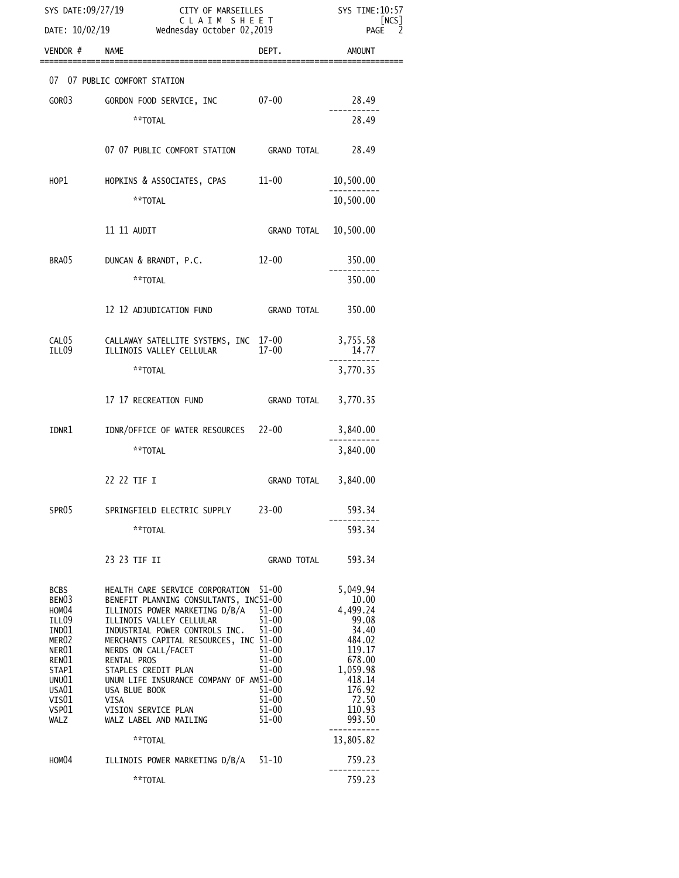SYS DATE:09/27/19 CITY OF MARSEILLES SYS TIME:10:57

C L A I M S H E E T [NCS]

DATE: 10/02/19 Wednesday October 02,2019

| VENDOR # | NAME | DEPT. | AMOUNT |
|---|---|---|---|
| | 07 07 PUBLIC COMFORT STATION | | |
| GOR03 | GORDON FOOD SERVICE, INC | 07-00 | 28.49 |
| | **TOTAL | | 28.49 |
| | 07 07 PUBLIC COMFORT STATION | GRAND TOTAL | 28.49 |
| HOP1 | HOPKINS & ASSOCIATES, CPAS | 11-00 | 10,500.00 |
| | **TOTAL | | 10,500.00 |
| | 11 11 AUDIT | GRAND TOTAL | 10,500.00 |
| BRA05 | DUNCAN & BRANDT, P.C. | 12-00 | 350.00 |
| | **TOTAL | | 350.00 |
| | 12 12 ADJUDICATION FUND | GRAND TOTAL | 350.00 |
| CAL05 | CALLAWAY SATELLITE SYSTEMS, INC | 17-00 | 3,755.58 |
| ILL09 | ILLINOIS VALLEY CELLULAR | 17-00 | 14.77 |
| | **TOTAL | | 3,770.35 |
| | 17 17 RECREATION FUND | GRAND TOTAL | 3,770.35 |
| IDNR1 | IDNR/OFFICE OF WATER RESOURCES | 22-00 | 3,840.00 |
| | **TOTAL | | 3,840.00 |
| | 22 22 TIF I | GRAND TOTAL | 3,840.00 |
| SPR05 | SPRINGFIELD ELECTRIC SUPPLY | 23-00 | 593.34 |
| | **TOTAL | | 593.34 |
| | 23 23 TIF II | GRAND TOTAL | 593.34 |
| BCBS | HEALTH CARE SERVICE CORPORATION | 51-00 | 5,049.94 |
| BEN03 | BENEFIT PLANNING CONSULTANTS, INC | 51-00 | 10.00 |
| HOM04 | ILLINOIS POWER MARKETING D/B/A | 51-00 | 4,499.24 |
| ILL09 | ILLINOIS VALLEY CELLULAR | 51-00 | 99.08 |
| IND01 | INDUSTRIAL POWER CONTROLS INC. | 51-00 | 34.40 |
| MER02 | MERCHANTS CAPITAL RESOURCES, INC | 51-00 | 484.02 |
| NER01 | NERDS ON CALL/FACET | 51-00 | 119.17 |
| REN01 | RENTAL PROS | 51-00 | 678.00 |
| STAP1 | STAPLES CREDIT PLAN | 51-00 | 1,059.98 |
| UNU01 | UNUM LIFE INSURANCE COMPANY OF AM | 51-00 | 418.14 |
| USA01 | USA BLUE BOOK | 51-00 | 176.92 |
| VIS01 | VISA | 51-00 | 72.50 |
| VSP01 | VISION SERVICE PLAN | 51-00 | 110.93 |
| WALZ | WALZ LABEL AND MAILING | 51-00 | 993.50 |
| | **TOTAL | | 13,805.82 |
| HOM04 | ILLINOIS POWER MARKETING D/B/A | 51-10 | 759.23 |
| | **TOTAL | | 759.23 |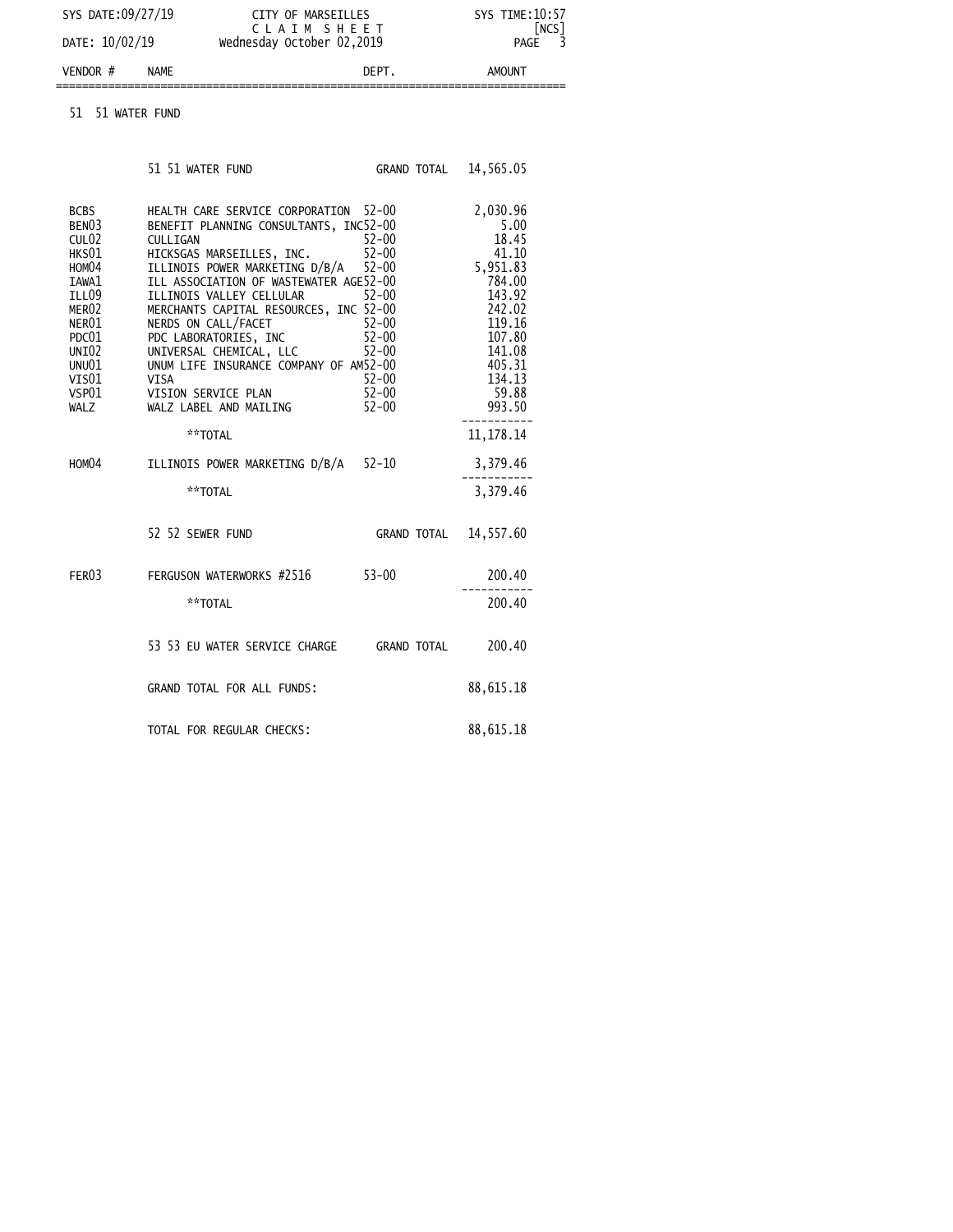SYS DATE:09/27/19 CITY OF MARSEILLES SYS TIME:10:57

C L A I M S H E E T [NCS]

DATE: 10/02/19 Wednesday October 02,2019

| VENDOR # | NAME | DEPT. | AMOUNT |
|---|---|---|---|
| 51 51 WATER FUND | | | |
| | 51 51 WATER FUND | GRAND TOTAL | 14,565.05 |
| BCBS | HEALTH CARE SERVICE CORPORATION | 52-00 | 2,030.96 |
| BEN03 | BENEFIT PLANNING CONSULTANTS, INC | 52-00 | 5.00 |
| CUL02 | CULLIGAN | 52-00 | 18.45 |
| HKS01 | HICKSGAS MARSEILLES, INC. | 52-00 | 41.10 |
| HOM04 | ILLINOIS POWER MARKETING D/B/A | 52-00 | 5,951.83 |
| IAWA1 | ILL ASSOCIATION OF WASTEWATER AGE | 52-00 | 784.00 |
| ILL09 | ILLINOIS VALLEY CELLULAR | 52-00 | 143.92 |
| MER02 | MERCHANTS CAPITAL RESOURCES, INC | 52-00 | 242.02 |
| NER01 | NERDS ON CALL/FACET | 52-00 | 119.16 |
| PDC01 | PDC LABORATORIES, INC | 52-00 | 107.80 |
| UNI02 | UNIVERSAL CHEMICAL, LLC | 52-00 | 141.08 |
| UNU01 | UNUM LIFE INSURANCE COMPANY OF AM | 52-00 | 405.31 |
| VIS01 | VISA | 52-00 | 134.13 |
| VSP01 | VISION SERVICE PLAN | 52-00 | 59.88 |
| WALZ | WALZ LABEL AND MAILING | 52-00 | 993.50 |
| | **TOTAL | | 11,178.14 |
| HOM04 | ILLINOIS POWER MARKETING D/B/A | 52-10 | 3,379.46 |
| | **TOTAL | | 3,379.46 |
| | 52 52 SEWER FUND | GRAND TOTAL | 14,557.60 |
| FER03 | FERGUSON WATERWORKS #2516 | 53-00 | 200.40 |
| | **TOTAL | | 200.40 |
| | 53 53 EU WATER SERVICE CHARGE | GRAND TOTAL | 200.40 |
| | GRAND TOTAL FOR ALL FUNDS: | | 88,615.18 |
| | TOTAL FOR REGULAR CHECKS: | | 88,615.18 |